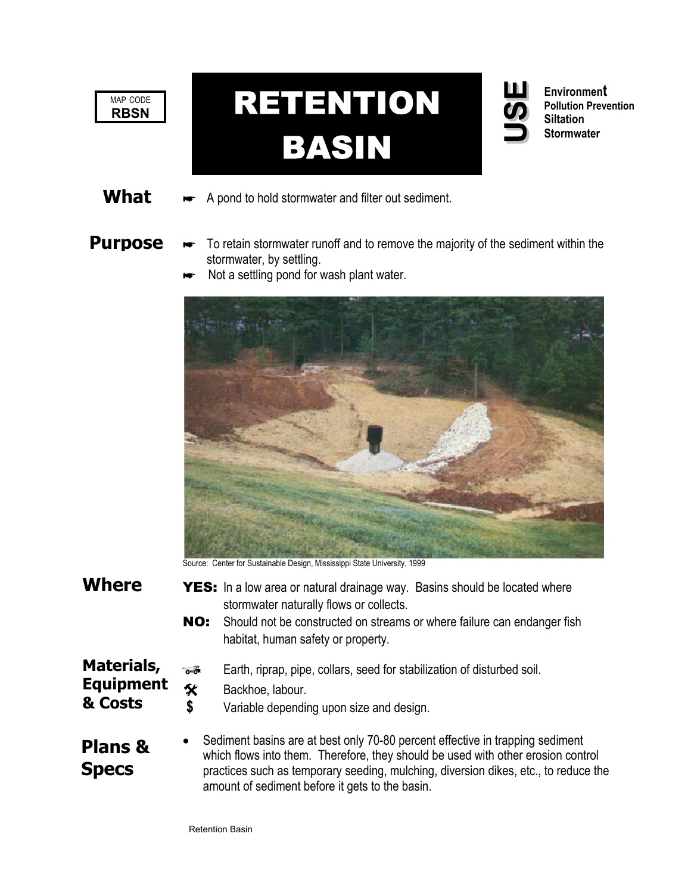MAP CODE
**RBSN**

# RETENTION BASIN

**USE**

**Environment**
**Pollution Prevention**
**Siltation**
**Stormwater**

## What

- A pond to hold stormwater and filter out sediment.

## Purpose

- To retain stormwater runoff and to remove the majority of the sediment within the stormwater, by settling.
- Not a settling pond for wash plant water.

Source: Center for Sustainable Design, Mississippi State University, 1999

## Where

**YES:** In a low area or natural drainage way. Basins should be located where stormwater naturally flows or collects.

**NO:** Should not be constructed on streams or where failure can endanger fish habitat, human safety or property.

## Materials, Equipment & Costs

- Earth, riprap, pipe, collars, seed for stabilization of disturbed soil.
- Backhoe, labour.
- $ Variable depending upon size and design.

## Plans & Specs

- Sediment basins are at best only 70-80 percent effective in trapping sediment which flows into them. Therefore, they should be used with other erosion control practices such as temporary seeding, mulching, diversion dikes, etc., to reduce the amount of sediment before it gets to the basin.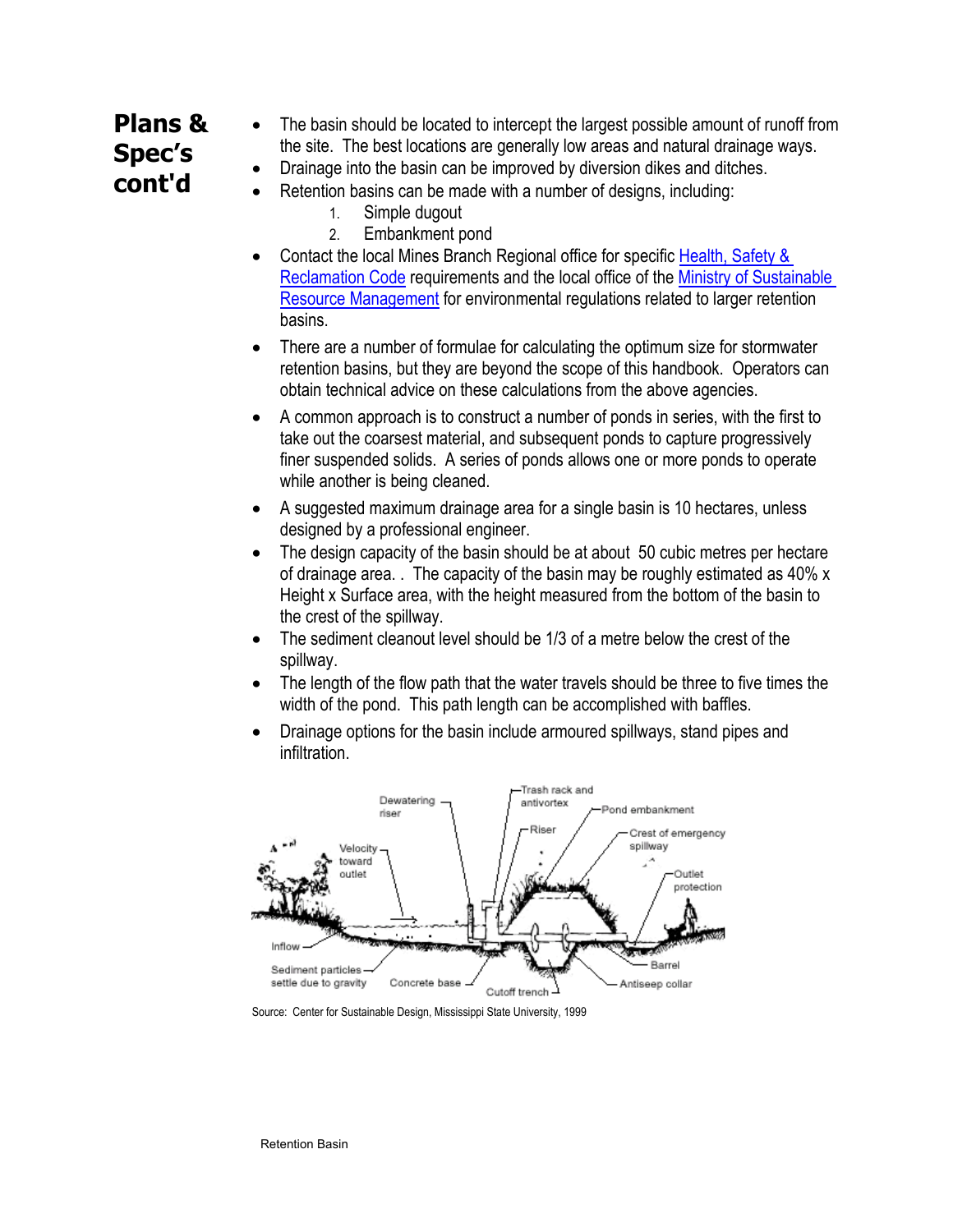## Plans & Spec's cont'd

- The basin should be located to intercept the largest possible amount of runoff from the site. The best locations are generally low areas and natural drainage ways.
- Drainage into the basin can be improved by diversion dikes and ditches.
- Retention basins can be made with a number of designs, including:
    1. Simple dugout
    2. Embankment pond
- Contact the local Mines Branch Regional office for specific Health, Safety & Reclamation Code requirements and the local office of the Ministry of Sustainable Resource Management for environmental regulations related to larger retention basins.
- There are a number of formulae for calculating the optimum size for stormwater retention basins, but they are beyond the scope of this handbook. Operators can obtain technical advice on these calculations from the above agencies.
- A common approach is to construct a number of ponds in series, with the first to take out the coarsest material, and subsequent ponds to capture progressively finer suspended solids. A series of ponds allows one or more ponds to operate while another is being cleaned.
- A suggested maximum drainage area for a single basin is 10 hectares, unless designed by a professional engineer.
- The design capacity of the basin should be at about 50 cubic metres per hectare of drainage area. . The capacity of the basin may be roughly estimated as 40% x Height x Surface area, with the height measured from the bottom of the basin to the crest of the spillway.
- The sediment cleanout level should be 1/3 of a metre below the crest of the spillway.
- The length of the flow path that the water travels should be three to five times the width of the pond. This path length can be accomplished with baffles.
- Drainage options for the basin include armoured spillways, stand pipes and infiltration.

Source: Center for Sustainable Design, Mississippi State University, 1999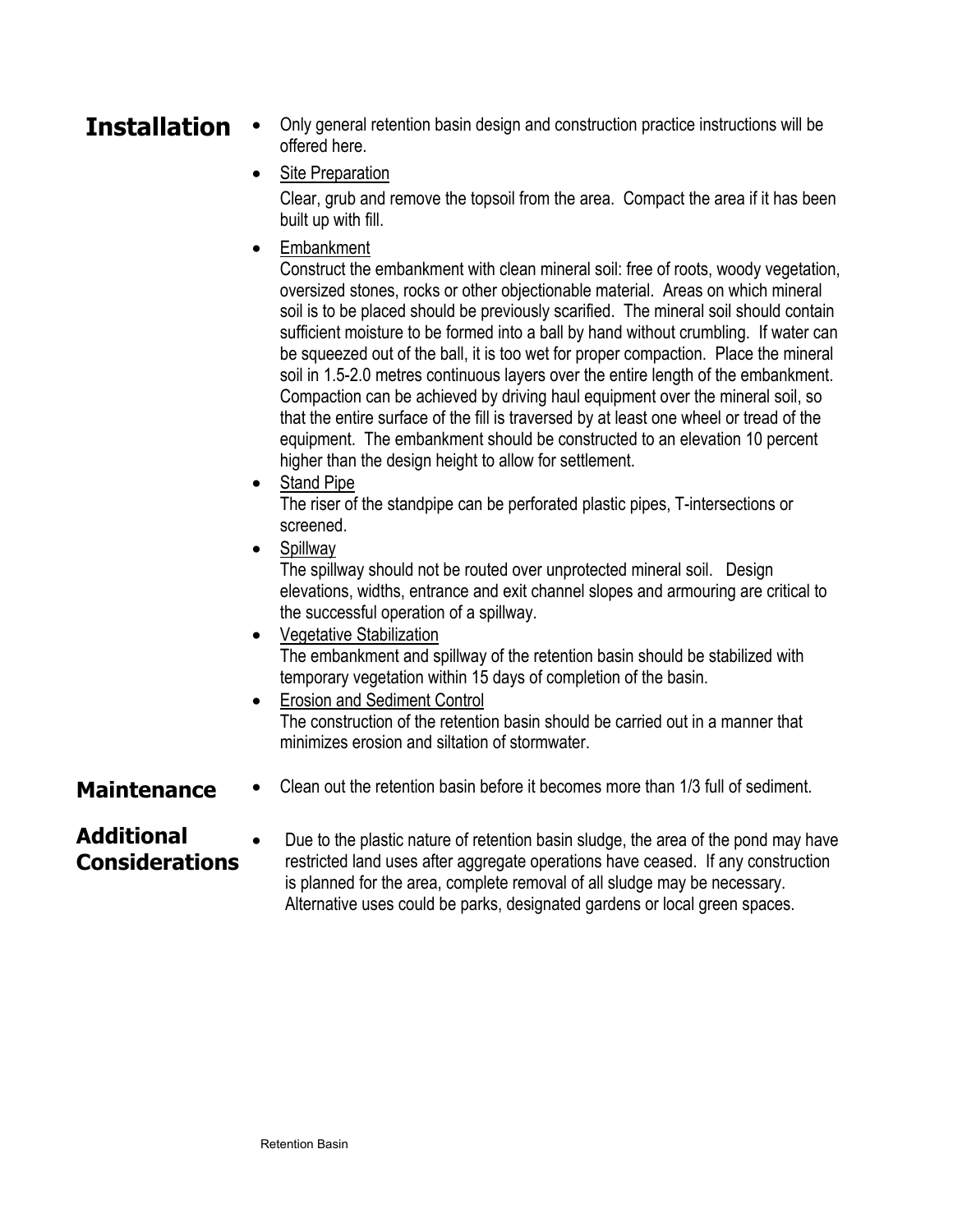## Installation

- Only general retention basin design and construction practice instructions will be offered here.
- Site Preparation
  Clear, grub and remove the topsoil from the area. Compact the area if it has been built up with fill.
- Embankment
  Construct the embankment with clean mineral soil: free of roots, woody vegetation, oversized stones, rocks or other objectionable material. Areas on which mineral soil is to be placed should be previously scarified. The mineral soil should contain sufficient moisture to be formed into a ball by hand without crumbling. If water can be squeezed out of the ball, it is too wet for proper compaction. Place the mineral soil in 1.5-2.0 metres continuous layers over the entire length of the embankment. Compaction can be achieved by driving haul equipment over the mineral soil, so that the entire surface of the fill is traversed by at least one wheel or tread of the equipment. The embankment should be constructed to an elevation 10 percent higher than the design height to allow for settlement.
- Stand Pipe
  The riser of the standpipe can be perforated plastic pipes, T-intersections or screened.
- Spillway
  The spillway should not be routed over unprotected mineral soil. Design elevations, widths, entrance and exit channel slopes and armouring are critical to the successful operation of a spillway.
- Vegetative Stabilization
  The embankment and spillway of the retention basin should be stabilized with temporary vegetation within 15 days of completion of the basin.
- Erosion and Sediment Control
  The construction of the retention basin should be carried out in a manner that minimizes erosion and siltation of stormwater.

## Maintenance

- Clean out the retention basin before it becomes more than 1/3 full of sediment.

## Additional Considerations

- Due to the plastic nature of retention basin sludge, the area of the pond may have restricted land uses after aggregate operations have ceased. If any construction is planned for the area, complete removal of all sludge may be necessary. Alternative uses could be parks, designated gardens or local green spaces.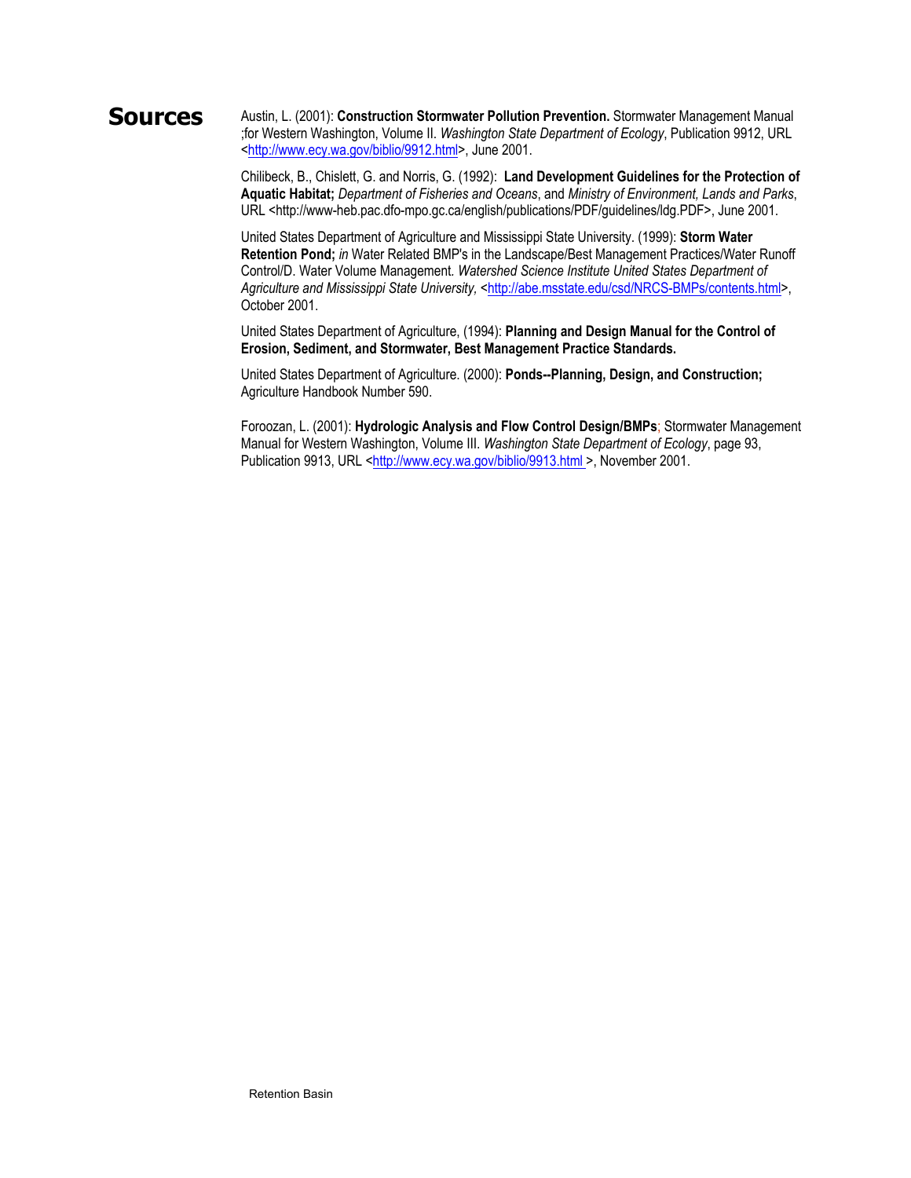# Sources

Austin, L. (2001): **Construction Stormwater Pollution Prevention.** Stormwater Management Manual ;for Western Washington, Volume II. *Washington State Department of Ecology*, Publication 9912, URL <http://www.ecy.wa.gov/biblio/9912.html>, June 2001.

Chilibeck, B., Chislett, G. and Norris, G. (1992): **Land Development Guidelines for the Protection of Aquatic Habitat;** *Department of Fisheries and Oceans*, and *Ministry of Environment, Lands and Parks*, URL <http://www-heb.pac.dfo-mpo.gc.ca/english/publications/PDF/guidelines/ldg.PDF>, June 2001.

United States Department of Agriculture and Mississippi State University. (1999): **Storm Water Retention Pond;** *in* Water Related BMP's in the Landscape/Best Management Practices/Water Runoff Control/D. Water Volume Management. *Watershed Science Institute United States Department of Agriculture and Mississippi State University,* <http://abe.msstate.edu/csd/NRCS-BMPs/contents.html>, October 2001.

United States Department of Agriculture, (1994): **Planning and Design Manual for the Control of Erosion, Sediment, and Stormwater, Best Management Practice Standards.**

United States Department of Agriculture. (2000): **Ponds--Planning, Design, and Construction;** Agriculture Handbook Number 590.

Foroozan, L. (2001): **Hydrologic Analysis and Flow Control Design/BMPs**; Stormwater Management Manual for Western Washington, Volume III. *Washington State Department of Ecology*, page 93, Publication 9913, URL <http://www.ecy.wa.gov/biblio/9913.html >, November 2001.